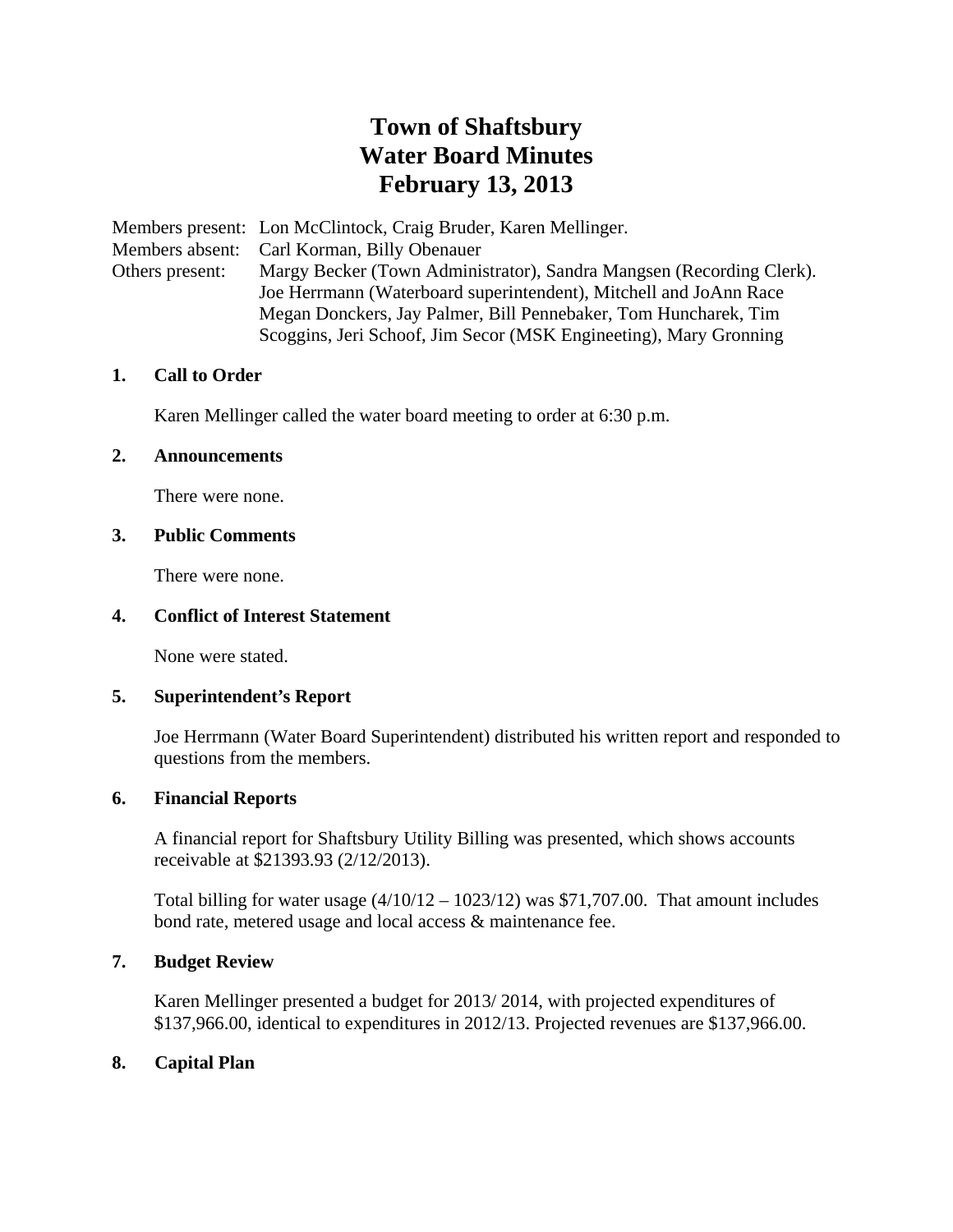# Town of Shaftsbury
# Water Board Minutes
# February 13, 2013

Members present: Lon McClintock, Craig Bruder, Karen Mellinger.
Members absent: Carl Korman, Billy Obenauer
Others present: Margy Becker (Town Administrator), Sandra Mangsen (Recording Clerk). Joe Herrmann (Waterboard superintendent), Mitchell and JoAnn Race Megan Donckers, Jay Palmer, Bill Pennebaker, Tom Huncharek, Tim Scoggins, Jeri Schoof, Jim Secor (MSK Engineeting), Mary Gronning

**1. Call to Order**

Karen Mellinger called the water board meeting to order at 6:30 p.m.

**2. Announcements**

There were none.

**3. Public Comments**

There were none.

**4. Conflict of Interest Statement**

None were stated.

**5. Superintendent's Report**

Joe Herrmann (Water Board Superintendent) distributed his written report and responded to questions from the members.

**6. Financial Reports**

A financial report for Shaftsbury Utility Billing was presented, which shows accounts receivable at $21393.93 (2/12/2013).

Total billing for water usage (4/10/12 – 1023/12) was $71,707.00. That amount includes bond rate, metered usage and local access & maintenance fee.

**7. Budget Review**

Karen Mellinger presented a budget for 2013/ 2014, with projected expenditures of $137,966.00, identical to expenditures in 2012/13. Projected revenues are $137,966.00.

**8. Capital Plan**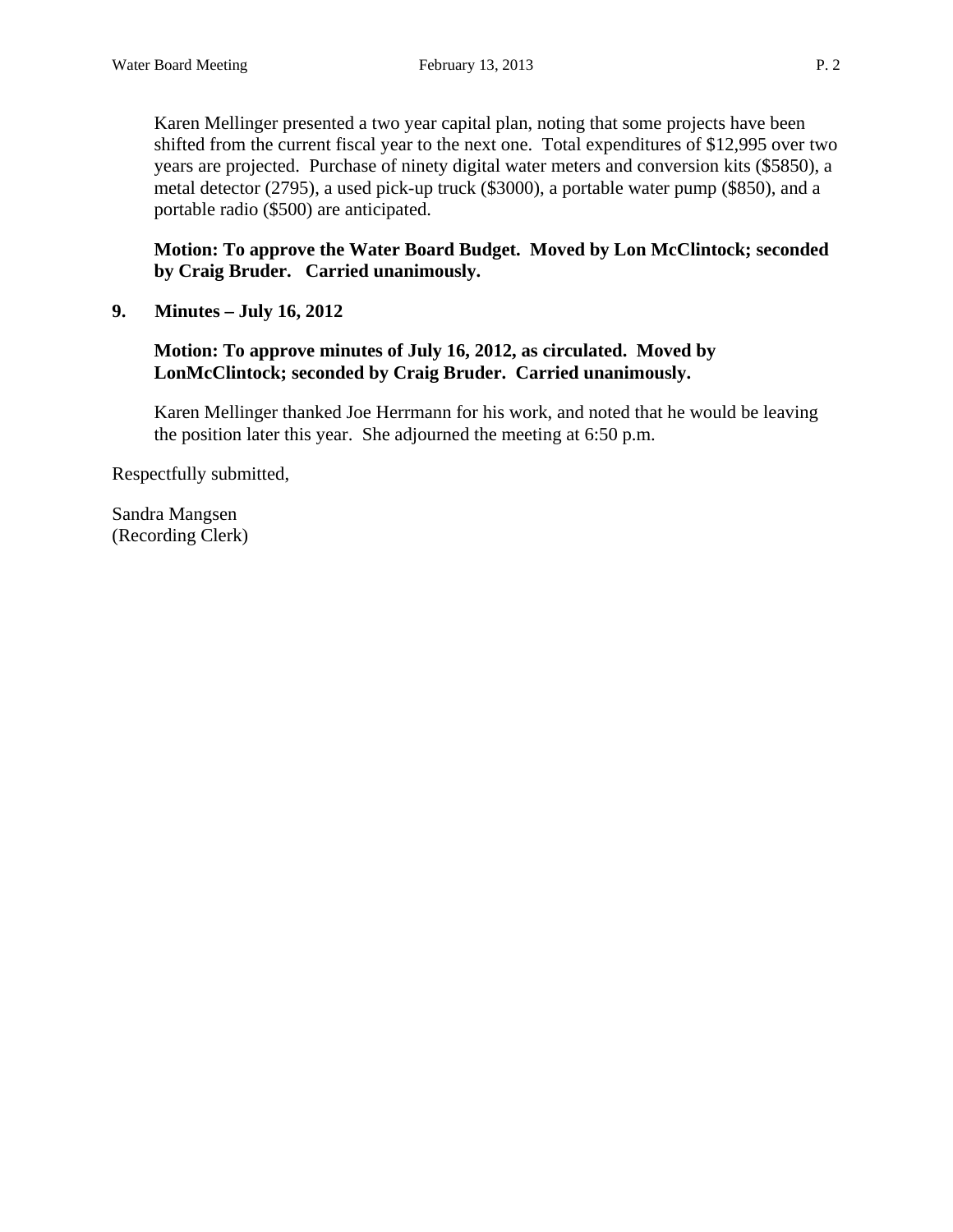Karen Mellinger presented a two year capital plan, noting that some projects have been shifted from the current fiscal year to the next one. Total expenditures of $12,995 over two years are projected. Purchase of ninety digital water meters and conversion kits ($5850), a metal detector (2795), a used pick-up truck ($3000), a portable water pump ($850), and a portable radio ($500) are anticipated.

**Motion: To approve the Water Board Budget. Moved by Lon McClintock; seconded by Craig Bruder. Carried unanimously.**

**9. Minutes – July 16, 2012**

**Motion: To approve minutes of July 16, 2012, as circulated. Moved by LonMcClintock; seconded by Craig Bruder. Carried unanimously.**

Karen Mellinger thanked Joe Herrmann for his work, and noted that he would be leaving the position later this year. She adjourned the meeting at 6:50 p.m.

Respectfully submitted,

Sandra Mangsen
(Recording Clerk)